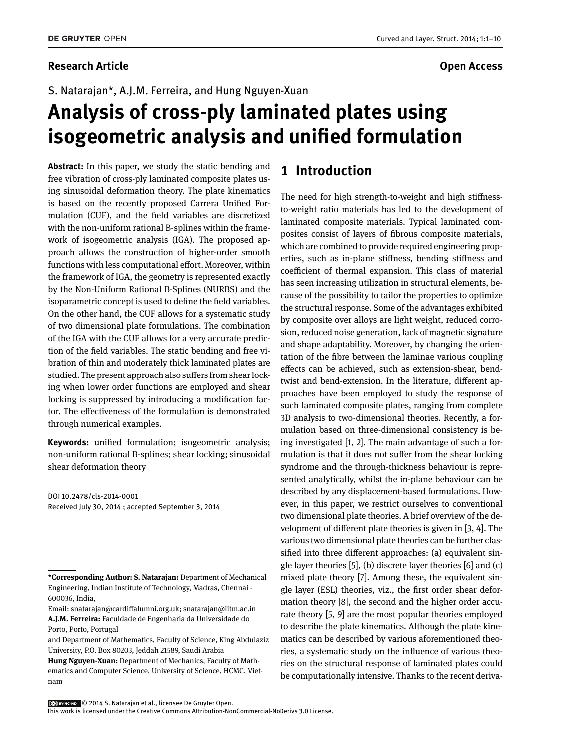**Research Article** **Open Access**

S. Natarajan*, A.J.M. Ferreira, and Hung Nguyen-Xuan

# Analysis of cross-ply laminated plates using isogeometric analysis and unified formulation

**Abstract:** In this paper, we study the static bending and free vibration of cross-ply laminated composite plates using sinusoidal deformation theory. The plate kinematics is based on the recently proposed Carrera Unified Formulation (CUF), and the field variables are discretized with the non-uniform rational B-splines within the framework of isogeometric analysis (IGA). The proposed approach allows the construction of higher-order smooth functions with less computational effort. Moreover, within the framework of IGA, the geometry is represented exactly by the Non-Uniform Rational B-Splines (NURBS) and the isoparametric concept is used to define the field variables. On the other hand, the CUF allows for a systematic study of two dimensional plate formulations. The combination of the IGA with the CUF allows for a very accurate prediction of the field variables. The static bending and free vibration of thin and moderately thick laminated plates are studied. The present approach also suffers from shear locking when lower order functions are employed and shear locking is suppressed by introducing a modification factor. The effectiveness of the formulation is demonstrated through numerical examples.

**Keywords:** unified formulation; isogeometric analysis; non-uniform rational B-splines; shear locking; sinusoidal shear deformation theory

DOI 10.2478/cls-2014-0001
Received July 30, 2014 ; accepted September 3, 2014

**\*Corresponding Author: S. Natarajan:** Department of Mechanical Engineering, Indian Institute of Technology, Madras, Chennai - 600036, India,
Email: snatarajan@cardiffalumni.org.uk; snatarajan@iitm.ac.in
**A.J.M. Ferreira:** Faculdade de Engenharia da Universidade do Porto, Porto, Portugal
and Department of Mathematics, Faculty of Science, King Abdulaziz University, P.O. Box 80203, Jeddah 21589, Saudi Arabia
**Hung Nguyen-Xuan:** Department of Mechanics, Faculty of Mathematics and Computer Science, University of Science, HCMC, Vietnam

## 1 Introduction

The need for high strength-to-weight and high stiffness-to-weight ratio materials has led to the development of laminated composite materials. Typical laminated composites consist of layers of fibrous composite materials, which are combined to provide required engineering properties, such as in-plane stiffness, bending stiffness and coefficient of thermal expansion. This class of material has seen increasing utilization in structural elements, because of the possibility to tailor the properties to optimize the structural response. Some of the advantages exhibited by composite over alloys are light weight, reduced corrosion, reduced noise generation, lack of magnetic signature and shape adaptability. Moreover, by changing the orientation of the fibre between the laminae various coupling effects can be achieved, such as extension-shear, bend-twist and bend-extension. In the literature, different approaches have been employed to study the response of such laminated composite plates, ranging from complete 3D analysis to two-dimensional theories. Recently, a formulation based on three-dimensional consistency is being investigated [1, 2]. The main advantage of such a formulation is that it does not suffer from the shear locking syndrome and the through-thickness behaviour is represented analytically, whilst the in-plane behaviour can be described by any displacement-based formulations. However, in this paper, we restrict ourselves to conventional two dimensional plate theories. A brief overview of the development of different plate theories is given in [3, 4]. The various two dimensional plate theories can be further classified into three different approaches: (a) equivalent single layer theories [5], (b) discrete layer theories [6] and (c) mixed plate theory [7]. Among these, the equivalent single layer (ESL) theories, viz., the first order shear deformation theory [8], the second and the higher order accurate theory [5, 9] are the most popular theories employed to describe the plate kinematics. Although the plate kinematics can be described by various aforementioned theories, a systematic study on the influence of various theories on the structural response of laminated plates could be computationally intensive. Thanks to the recent deriva-

© 2014 S. Natarajan et al., licensee De Gruyter Open.
This work is licensed under the Creative Commons Attribution-NonCommercial-NoDerivs 3.0 License.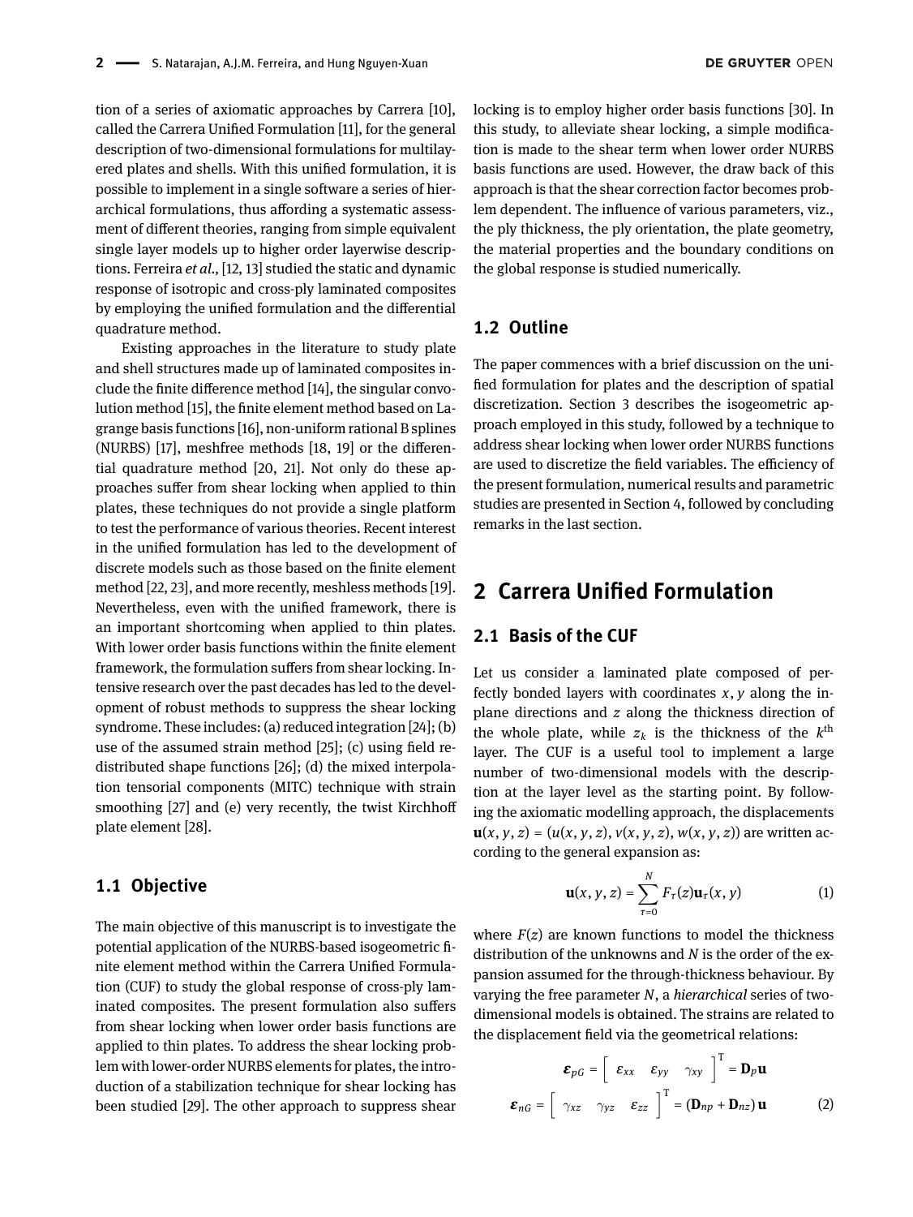tion of a series of axiomatic approaches by Carrera [10], called the Carrera Unified Formulation [11], for the general description of two-dimensional formulations for multilayered plates and shells. With this unified formulation, it is possible to implement in a single software a series of hierarchical formulations, thus affording a systematic assessment of different theories, ranging from simple equivalent single layer models up to higher order layerwise descriptions. Ferreira *et al.*, [12, 13] studied the static and dynamic response of isotropic and cross-ply laminated composites by employing the unified formulation and the differential quadrature method.

Existing approaches in the literature to study plate and shell structures made up of laminated composites include the finite difference method [14], the singular convolution method [15], the finite element method based on Lagrange basis functions [16], non-uniform rational B splines (NURBS) [17], meshfree methods [18, 19] or the differential quadrature method [20, 21]. Not only do these approaches suffer from shear locking when applied to thin plates, these techniques do not provide a single platform to test the performance of various theories. Recent interest in the unified formulation has led to the development of discrete models such as those based on the finite element method [22, 23], and more recently, meshless methods [19]. Nevertheless, even with the unified framework, there is an important shortcoming when applied to thin plates. With lower order basis functions within the finite element framework, the formulation suffers from shear locking. Intensive research over the past decades has led to the development of robust methods to suppress the shear locking syndrome. These includes: (a) reduced integration [24]; (b) use of the assumed strain method [25]; (c) using field redistributed shape functions [26]; (d) the mixed interpolation tensorial components (MITC) technique with strain smoothing [27] and (e) very recently, the twist Kirchhoff plate element [28].

### 1.1 Objective

The main objective of this manuscript is to investigate the potential application of the NURBS-based isogeometric finite element method within the Carrera Unified Formulation (CUF) to study the global response of cross-ply laminated composites. The present formulation also suffers from shear locking when lower order basis functions are applied to thin plates. To address the shear locking problem with lower-order NURBS elements for plates, the introduction of a stabilization technique for shear locking has been studied [29]. The other approach to suppress shear locking is to employ higher order basis functions [30]. In this study, to alleviate shear locking, a simple modification is made to the shear term when lower order NURBS basis functions are used. However, the draw back of this approach is that the shear correction factor becomes problem dependent. The influence of various parameters, viz., the ply thickness, the ply orientation, the plate geometry, the material properties and the boundary conditions on the global response is studied numerically.

### 1.2 Outline

The paper commences with a brief discussion on the unified formulation for plates and the description of spatial discretization. Section 3 describes the isogeometric approach employed in this study, followed by a technique to address shear locking when lower order NURBS functions are used to discretize the field variables. The efficiency of the present formulation, numerical results and parametric studies are presented in Section 4, followed by concluding remarks in the last section.

## 2 Carrera Unified Formulation

### 2.1 Basis of the CUF

Let us consider a laminated plate composed of perfectly bonded layers with coordinates $x, y$ along the in-plane directions and $z$ along the thickness direction of the whole plate, while $z_k$ is the thickness of the $k^{\text{th}}$ layer. The CUF is a useful tool to implement a large number of two-dimensional models with the description at the layer level as the starting point. By following the axiomatic modelling approach, the displacements $\mathbf{u}(x,y,z) = (u(x,y,z), v(x,y,z), w(x,y,z))$ are written according to the general expansion as:

$$\mathbf{u}(x,y,z) = \sum_{\tau=0}^{N} F_\tau(z)\mathbf{u}_\tau(x,y) \tag{1}$$

where $F(z)$ are known functions to model the thickness distribution of the unknowns and $N$ is the order of the expansion assumed for the through-thickness behaviour. By varying the free parameter $N$, a *hierarchical* series of two-dimensional models is obtained. The strains are related to the displacement field via the geometrical relations:

$$\boldsymbol{\varepsilon}_{pG} = \left[\begin{array}{ccc} \varepsilon_{xx} & \varepsilon_{yy} & \gamma_{xy} \end{array}\right]^{\mathrm{T}} = \mathbf{D}_p \mathbf{u}$$

$$\boldsymbol{\varepsilon}_{nG} = \left[\begin{array}{ccc} \gamma_{xz} & \gamma_{yz} & \varepsilon_{zz} \end{array}\right]^{\mathrm{T}} = (\mathbf{D}_{np} + \mathbf{D}_{nz})\,\mathbf{u} \tag{2}$$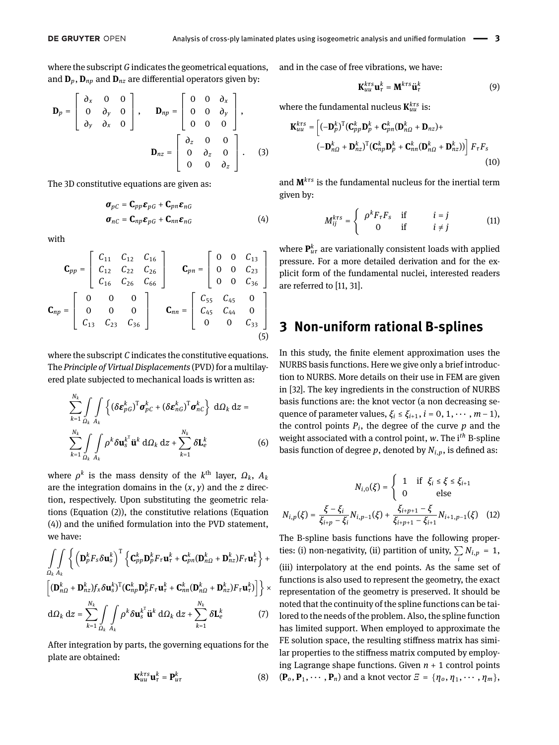where the subscript $G$ indicates the geometrical equations, and $\mathbf{D}_p$, $\mathbf{D}_{np}$ and $\mathbf{D}_{nz}$ are differential operators given by:

$$\mathbf{D}_p = \begin{bmatrix} \partial_x & 0 & 0 \\ 0 & \partial_y & 0 \\ \partial_y & \partial_x & 0 \end{bmatrix}, \quad \mathbf{D}_{np} = \begin{bmatrix} 0 & 0 & \partial_x \\ 0 & 0 & \partial_y \\ 0 & 0 & 0 \end{bmatrix},$$

$$\mathbf{D}_{nz} = \begin{bmatrix} \partial_z & 0 & 0 \\ 0 & \partial_z & 0 \\ 0 & 0 & \partial_z \end{bmatrix}. \quad (3)$$

The 3D constitutive equations are given as:

$$\begin{aligned} \boldsymbol{\sigma}_{pC} &= \mathbf{C}_{pp}\boldsymbol{\varepsilon}_{pG} + \mathbf{C}_{pn}\boldsymbol{\varepsilon}_{nG} \\ \boldsymbol{\sigma}_{nC} &= \mathbf{C}_{np}\boldsymbol{\varepsilon}_{pG} + \mathbf{C}_{nn}\boldsymbol{\varepsilon}_{nG} \end{aligned} \quad (4)$$

with

$$\mathbf{C}_{pp} = \begin{bmatrix} C_{11} & C_{12} & C_{16} \\ C_{12} & C_{22} & C_{26} \\ C_{16} & C_{26} & C_{66} \end{bmatrix} \quad \mathbf{C}_{pn} = \begin{bmatrix} 0 & 0 & C_{13} \\ 0 & 0 & C_{23} \\ 0 & 0 & C_{36} \end{bmatrix}$$

$$\mathbf{C}_{np} = \begin{bmatrix} 0 & 0 & 0 \\ 0 & 0 & 0 \\ C_{13} & C_{23} & C_{36} \end{bmatrix} \quad \mathbf{C}_{nn} = \begin{bmatrix} C_{55} & C_{45} & 0 \\ C_{45} & C_{44} & 0 \\ 0 & 0 & C_{33} \end{bmatrix} \quad (5)$$

where the subscript $C$ indicates the constitutive equations. The *Principle of Virtual Displacements* (PVD) for a multilayered plate subjected to mechanical loads is written as:

$$\sum_{k=1}^{N_k} \int_{\Omega_k}\int_{A_k} \left\{ (\delta\boldsymbol{\varepsilon}_{pG}^k)^{\mathrm{T}}\boldsymbol{\sigma}_{pC}^k + (\delta\boldsymbol{\varepsilon}_{nG}^k)^{\mathrm{T}}\boldsymbol{\sigma}_{nC}^k \right\} \,\mathrm{d}\Omega_k\,\mathrm{d}z = \sum_{k=1}^{N_k} \int_{\Omega_k}\int_{A_k} \rho^k \delta\mathbf{u}_s^{k^{\mathrm{T}}} \ddot{\mathbf{u}}^k \,\mathrm{d}\Omega_k\,\mathrm{d}z + \sum_{k=1}^{N_k} \delta\mathbf{L}_e^k \quad (6)$$

where $\rho^k$ is the mass density of the $k^{\text{th}}$ layer, $\Omega_k$, $A_k$ are the integration domains in the $(x, y)$ and the $z$ direction, respectively. Upon substituting the geometric relations (Equation (2)), the constitutive relations (Equation (4)) and the unified formulation into the PVD statement, we have:

$$\int_{\Omega_k}\int_{A_k} \left\{ \left(\mathbf{D}_p^k F_s \delta\mathbf{u}_s^k\right)^{\mathrm{T}} \left\{ \mathbf{C}_{pp}^k \mathbf{D}_p^k F_\tau \mathbf{u}_\tau^k + \mathbf{C}_{pn}^k (\mathbf{D}_{n\Omega}^k + \mathbf{D}_{nz}^k) F_\tau \mathbf{u}_\tau^k \right\} + \left[ (\mathbf{D}_{n\Omega}^k + \mathbf{D}_{nz}^k) f_x \delta\mathbf{u}_s^k)^{\mathrm{T}} (\mathbf{C}_{np}^k \mathbf{D}_p^k F_\tau \mathbf{u}_\tau^k + \mathbf{C}_{nn}^k (\mathbf{D}_{n\Omega}^k + \mathbf{D}_{nz}^k) F_\tau \mathbf{u}_\tau^k) \right] \right\} \times \mathrm{d}\Omega_k\,\mathrm{d}z = \sum_{k=1}^{N_k} \int_{\Omega_k}\int_{A_k} \rho^k \delta\mathbf{u}_s^{k^{\mathrm{T}}} \ddot{\mathbf{u}}^k \,\mathrm{d}\Omega_k\,\mathrm{d}z + \sum_{k=1}^{N_k} \delta\mathbf{L}_e^k \quad (7)$$

After integration by parts, the governing equations for the plate are obtained:

$$\mathbf{K}_{uu}^{k\tau s}\mathbf{u}_\tau^k = \mathbf{P}_{u\tau}^k \quad (8)$$

and in the case of free vibrations, we have:

$$\mathbf{K}_{uu}^{k\tau s}\mathbf{u}_\tau^k = \mathbf{M}^{k\tau s}\ddot{\mathbf{u}}_\tau^k \quad (9)$$

where the fundamental nucleus $\mathbf{K}_{uu}^{k\tau s}$ is:

$$\mathbf{K}_{uu}^{k\tau s} = \Big[ (-\mathbf{D}_p^k)^{\mathrm{T}} (\mathbf{C}_{pp}^k \mathbf{D}_p^k + \mathbf{C}_{pn}^k (\mathbf{D}_{n\Omega}^k + \mathbf{D}_{nz}) + (-\mathbf{D}_{n\Omega}^k + \mathbf{D}_{nz}^k)^{\mathrm{T}} (\mathbf{C}_{np}^k \mathbf{D}_p^k + \mathbf{C}_{nn}^k (\mathbf{D}_{n\Omega}^k + \mathbf{D}_{nz}^k)) \Big] F_\tau F_s \quad (10)$$

and $\mathbf{M}^{k\tau s}$ is the fundamental nucleus for the inertial term given by:

$$M_{ij}^{k\tau s} = \begin{cases} \rho^k F_\tau F_s & \text{if} \quad i = j \\ 0 & \text{if} \quad i \neq j \end{cases} \quad (11)$$

where $\mathbf{P}_{u\tau}^k$ are variationally consistent loads with applied pressure. For a more detailed derivation and for the explicit form of the fundamental nuclei, interested readers are referred to [11, 31].

## 3 Non-uniform rational B-splines

In this study, the finite element approximation uses the NURBS basis functions. Here we give only a brief introduction to NURBS. More details on their use in FEM are given in [32]. The key ingredients in the construction of NURBS basis functions are: the knot vector (a non decreasing sequence of parameter values, $\xi_i \leq \xi_{i+1}$, $i = 0, 1, \cdots, m-1$), the control points $P_i$, the degree of the curve $p$ and the weight associated with a control point, $w$. The $i^{th}$ B-spline basis function of degree $p$, denoted by $N_{i,p}$, is defined as:

$$N_{i,0}(\xi) = \begin{cases} 1 & \text{if} \quad \xi_i \leq \xi \leq \xi_{i+1} \\ 0 & \text{else} \end{cases}$$

$$N_{i,p}(\xi) = \frac{\xi - \xi_i}{\xi_{i+p} - \xi_i} N_{i,p-1}(\xi) + \frac{\xi_{i+p+1} - \xi}{\xi_{i+p+1} - \xi_{i+1}} N_{i+1,p-1}(\xi) \quad (12)$$

The B-spline basis functions have the following properties: (i) non-negativity, (ii) partition of unity, $\sum_i N_{i,p} = 1$, (iii) interpolatory at the end points. As the same set of functions is also used to represent the geometry, the exact representation of the geometry is preserved. It should be noted that the continuity of the spline functions can be tailored to the needs of the problem. Also, the spline function has limited support. When employed to approximate the FE solution space, the resulting stiffness matrix has similar properties to the stiffness matrix computed by employing Lagrange shape functions. Given $n + 1$ control points $(\mathbf{P}_o, \mathbf{P}_1, \cdots, \mathbf{P}_n)$ and a knot vector $\Xi = \{\eta_o, \eta_1, \cdots, \eta_m\}$,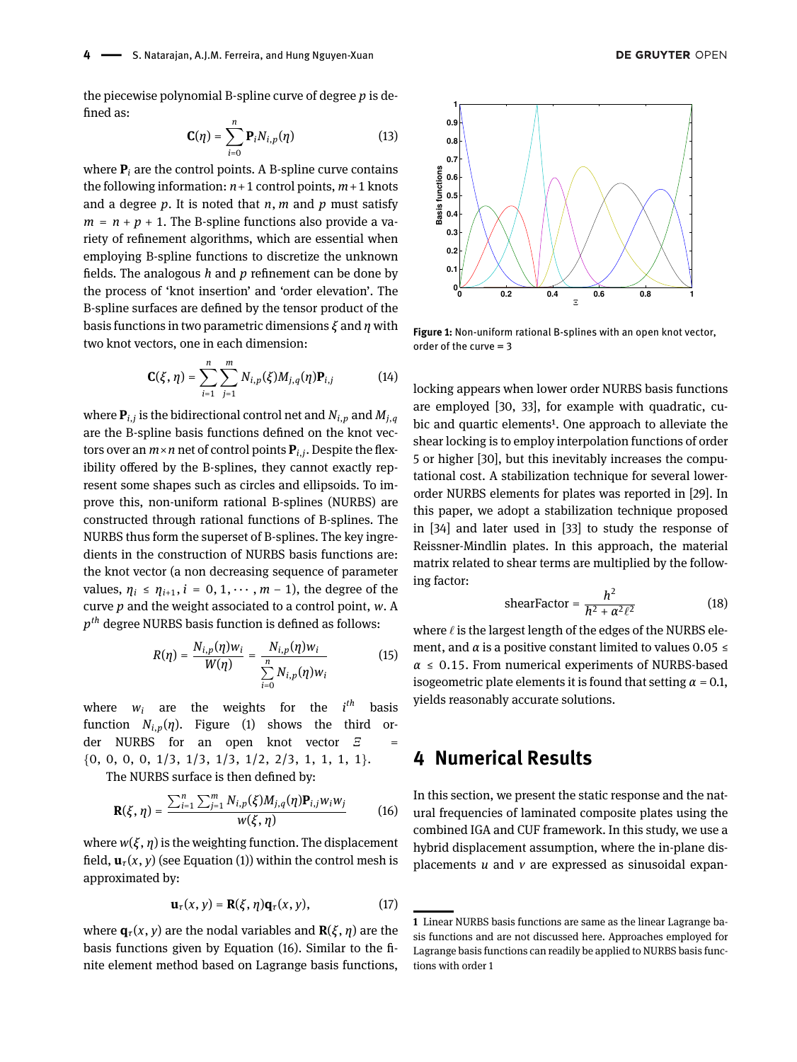the piecewise polynomial B-spline curve of degree $p$ is defined as:

$$\mathbf{C}(\eta) = \sum_{i=0}^{n} \mathbf{P}_i N_{i,p}(\eta) \tag{13}$$

where $\mathbf{P}_i$ are the control points. A B-spline curve contains the following information: $n+1$ control points, $m+1$ knots and a degree $p$. It is noted that $n$, $m$ and $p$ must satisfy $m = n + p + 1$. The B-spline functions also provide a variety of refinement algorithms, which are essential when employing B-spline functions to discretize the unknown fields. The analogous $h$ and $p$ refinement can be done by the process of 'knot insertion' and 'order elevation'. The B-spline surfaces are defined by the tensor product of the basis functions in two parametric dimensions $\xi$ and $\eta$ with two knot vectors, one in each dimension:

$$\mathbf{C}(\xi, \eta) = \sum_{i=1}^{n} \sum_{j=1}^{m} N_{i,p}(\xi) M_{j,q}(\eta) \mathbf{P}_{i,j} \tag{14}$$

where $\mathbf{P}_{i,j}$ is the bidirectional control net and $N_{i,p}$ and $M_{j,q}$ are the B-spline basis functions defined on the knot vectors over an $m \times n$ net of control points $\mathbf{P}_{i,j}$. Despite the flexibility offered by the B-splines, they cannot exactly represent some shapes such as circles and ellipsoids. To improve this, non-uniform rational B-splines (NURBS) are constructed through rational functions of B-splines. The NURBS thus form the superset of B-splines. The key ingredients in the construction of NURBS basis functions are: the knot vector (a non decreasing sequence of parameter values, $\eta_i \leq \eta_{i+1}, i = 0, 1, \cdots, m-1$), the degree of the curve $p$ and the weight associated to a control point, $w$. A $p^{th}$ degree NURBS basis function is defined as follows:

$$R(\eta) = \frac{N_{i,p}(\eta) w_i}{W(\eta)} = \frac{N_{i,p}(\eta) w_i}{\sum\limits_{i=0}^{n} N_{i,p}(\eta) w_i} \tag{15}$$

where $w_i$ are the weights for the $i^{th}$ basis function $N_{i,p}(\eta)$. Figure (1) shows the third order NURBS for an open knot vector $\Xi$ = $\{0, 0, 0, 0, 1/3, 1/3, 1/3, 1/2, 2/3, 1, 1, 1, 1\}$.

The NURBS surface is then defined by:

$$\mathbf{R}(\xi, \eta) = \frac{\sum_{i=1}^{n} \sum_{j=1}^{m} N_{i,p}(\xi) M_{j,q}(\eta) \mathbf{P}_{i,j} w_i w_j}{w(\xi, \eta)} \tag{16}$$

where $w(\xi, \eta)$ is the weighting function. The displacement field, $\mathbf{u}_\tau(x, y)$ (see Equation (1)) within the control mesh is approximated by:

$$\mathbf{u}_\tau(x, y) = \mathbf{R}(\xi, \eta) \mathbf{q}_\tau(x, y), \tag{17}$$

where $\mathbf{q}_\tau(x, y)$ are the nodal variables and $\mathbf{R}(\xi, \eta)$ are the basis functions given by Equation (16). Similar to the finite element method based on Lagrange basis functions, locking appears when lower order NURBS basis functions are employed [30, 33], for example with quadratic, cubic and quartic elements[1]. One approach to alleviate the shear locking is to employ interpolation functions of order 5 or higher [30], but this inevitably increases the computational cost. A stabilization technique for several lower-order NURBS elements for plates was reported in [29]. In this paper, we adopt a stabilization technique proposed in [34] and later used in [33] to study the response of Reissner-Mindlin plates. In this approach, the material matrix related to shear terms are multiplied by the following factor:

$$\text{shearFactor} = \frac{h^2}{h^2 + \alpha^2 \ell^2} \tag{18}$$

where $\ell$ is the largest length of the edges of the NURBS element, and $\alpha$ is a positive constant limited to values $0.05 \leq \alpha \leq 0.15$. From numerical experiments of NURBS-based isogeometric plate elements it is found that setting $\alpha = 0.1$, yields reasonably accurate solutions.

**Figure 1:** Non-uniform rational B-splines with an open knot vector, order of the curve = 3

# 4 Numerical Results

In this section, we present the static response and the natural frequencies of laminated composite plates using the combined IGA and CUF framework. In this study, we use a hybrid displacement assumption, where the in-plane displacements $u$ and $v$ are expressed as sinusoidal expan-

---

[1] Linear NURBS basis functions are same as the linear Lagrange basis functions and are not discussed here. Approaches employed for Lagrange basis functions can readily be applied to NURBS basis functions with order 1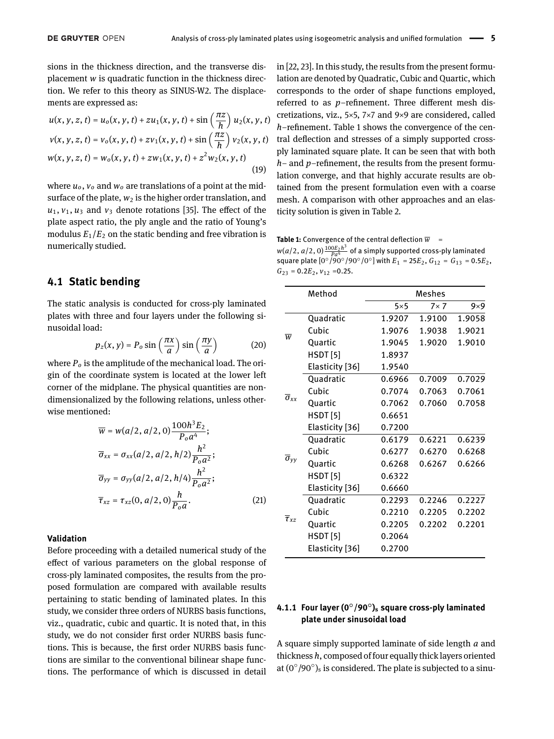sions in the thickness direction, and the transverse displacement $w$ is quadratic function in the thickness direction. We refer to this theory as SINUS-W2. The displacements are expressed as:

$$u(x,y,z,t) = u_o(x,y,t) + zu_1(x,y,t) + \sin\left(\frac{\pi z}{h}\right) u_2(x,y,t)$$
$$v(x,y,z,t) = v_o(x,y,t) + zv_1(x,y,t) + \sin\left(\frac{\pi z}{h}\right) v_2(x,y,t)$$
$$w(x,y,z,t) = w_o(x,y,t) + zw_1(x,y,t) + z^2 w_2(x,y,t) \tag{19}$$

where $u_o$, $v_o$ and $w_o$ are translations of a point at the midsurface of the plate, $w_2$ is the higher order translation, and $u_1, v_1, u_3$ and $v_3$ denote rotations [35]. The effect of the plate aspect ratio, the ply angle and the ratio of Young's modulus $E_1/E_2$ on the static bending and free vibration is numerically studied.

## 4.1 Static bending

The static analysis is conducted for cross-ply laminated plates with three and four layers under the following sinusoidal load:

$$p_z(x,y) = P_o \sin\left(\frac{\pi x}{a}\right) \sin\left(\frac{\pi y}{a}\right) \tag{20}$$

where $P_o$ is the amplitude of the mechanical load. The origin of the coordinate system is located at the lower left corner of the midplane. The physical quantities are nondimensionalized by the following relations, unless otherwise mentioned:

$$\overline{w} = w(a/2, a/2, 0)\frac{100h^3E_2}{P_o a^4};$$
$$\overline{\sigma}_{xx} = \sigma_{xx}(a/2, a/2, h/2)\frac{h^2}{P_o a^2};$$
$$\overline{\sigma}_{yy} = \sigma_{yy}(a/2, a/2, h/4)\frac{h^2}{P_o a^2};$$
$$\overline{\tau}_{xz} = \tau_{xz}(0, a/2, 0)\frac{h}{P_o a}. \tag{21}$$

**Validation**

Before proceeding with a detailed numerical study of the effect of various parameters on the global response of cross-ply laminated composites, the results from the proposed formulation are compared with available results pertaining to static bending of laminated plates. In this study, we consider three orders of NURBS basis functions, viz., quadratic, cubic and quartic. It is noted that, in this study, we do not consider first order NURBS basis functions. This is because, the first order NURBS basis functions are similar to the conventional bilinear shape functions. The performance of which is discussed in detail in [22, 23]. In this study, the results from the present formulation are denoted by Quadratic, Cubic and Quartic, which corresponds to the order of shape functions employed, referred to as $p$–refinement. Three different mesh discretizations, viz., 5×5, 7×7 and 9×9 are considered, called $h$–refinement. Table 1 shows the convergence of the central deflection and stresses of a simply supported cross-ply laminated square plate. It can be seen that with both $h$– and $p$–refinement, the results from the present formulation converge, and that highly accurate results are obtained from the present formulation even with a coarse mesh. A comparison with other approaches and an elasticity solution is given in Table 2.

**Table 1:** Convergence of the central deflection $\overline{w} = w(a/2, a/2, 0)\frac{100E_2h^3}{Pa^4}$ of a simply supported cross-ply laminated square plate [0°/90°/90°/0°] with $E_1 = 25E_2$, $G_{12} = G_{13} = 0.5E_2$, $G_{23} = 0.2E_2$, $\nu_{12} = 0.25$.

| | Method | Meshes | | |
|---|---|---|---|---|
| | | 5×5 | 7×7 | 9×9 |
| $\overline{w}$ | Quadratic | 1.9207 | 1.9100 | 1.9058 |
| | Cubic | 1.9076 | 1.9038 | 1.9021 |
| | Quartic | 1.9045 | 1.9020 | 1.9010 |
| | HSDT [5] | 1.8937 | | |
| | Elasticity [36] | 1.9540 | | |
| $\overline{\sigma}_{xx}$ | Quadratic | 0.6966 | 0.7009 | 0.7029 |
| | Cubic | 0.7074 | 0.7063 | 0.7061 |
| | Quartic | 0.7062 | 0.7060 | 0.7058 |
| | HSDT [5] | 0.6651 | | |
| | Elasticity [36] | 0.7200 | | |
| $\overline{\sigma}_{yy}$ | Quadratic | 0.6179 | 0.6221 | 0.6239 |
| | Cubic | 0.6277 | 0.6270 | 0.6268 |
| | Quartic | 0.6268 | 0.6267 | 0.6266 |
| | HSDT [5] | 0.6322 | | |
| | Elasticity [36] | 0.6660 | | |
| $\overline{\tau}_{xz}$ | Quadratic | 0.2293 | 0.2246 | 0.2227 |
| | Cubic | 0.2210 | 0.2205 | 0.2202 |
| | Quartic | 0.2205 | 0.2202 | 0.2201 |
| | HSDT [5] | 0.2064 | | |
| | Elasticity [36] | 0.2700 | | |

### 4.1.1 Four layer $(0°/90°)_s$ square cross-ply laminated plate under sinusoidal load

A square simply supported laminate of side length $a$ and thickness $h$, composed of four equally thick layers oriented at $(0°/90°)_s$ is considered. The plate is subjected to a sinu-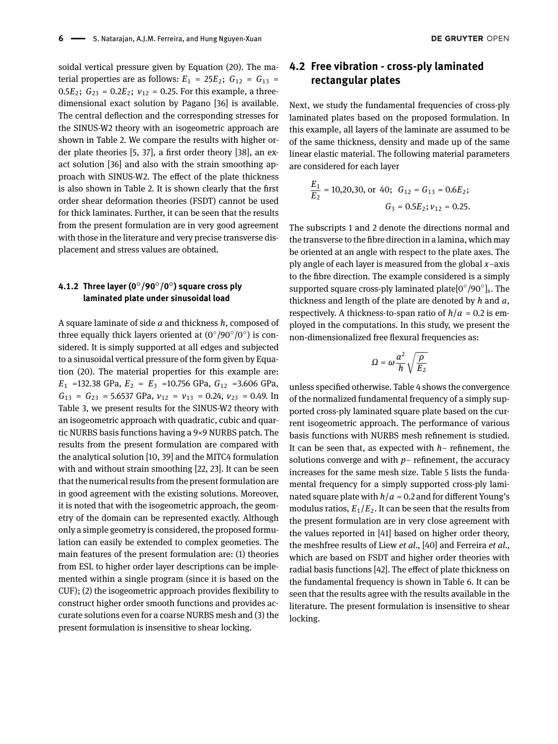soidal vertical pressure given by Equation (20). The material properties are as follows: $E_1 = 25E_2$; $G_{12} = G_{13} = 0.5E_2$; $G_{23} = 0.2E_2$; $\nu_{12} = 0.25$. For this example, a three-dimensional exact solution by Pagano [36] is available. The central deflection and the corresponding stresses for the SINUS-W2 theory with an isogeometric approach are shown in Table 2. We compare the results with higher order plate theories [5, 37], a first order theory [38], an exact solution [36] and also with the strain smoothing approach with SINUS-W2. The effect of the plate thickness is also shown in Table 2. It is shown clearly that the first order shear deformation theories (FSDT) cannot be used for thick laminates. Further, it can be seen that the results from the present formulation are in very good agreement with those in the literature and very precise transverse displacement and stress values are obtained.

#### 4.1.2 Three layer (0°/90°/0°) square cross ply laminated plate under sinusoidal load

A square laminate of side $a$ and thickness $h$, composed of three equally thick layers oriented at (0°/90°/0°) is considered. It is simply supported at all edges and subjected to a sinusoidal vertical pressure of the form given by Equation (20). The material properties for this example are: $E_1$ =132.38 GPa, $E_2 = E_3$ =10.756 GPa, $G_{12}$ =3.606 GPa, $G_{13} = G_{23}$ = 5.6537 GPa, $\nu_{12} = \nu_{13}$ = 0.24, $\nu_{23}$ = 0.49. In Table 3, we present results for the SINUS-W2 theory with an isogeometric approach with quadratic, cubic and quartic NURBS basis functions having a 9×9 NURBS patch. The results from the present formulation are compared with the analytical solution [10, 39] and the MITC4 formulation with and without strain smoothing [22, 23]. It can be seen that the numerical results from the present formulation are in good agreement with the existing solutions. Moreover, it is noted that with the isogeometric approach, the geometry of the domain can be represented exactly. Although only a simple geometry is considered, the proposed formulation can easily be extended to complex geometies. The main features of the present formulation are: (1) theories from ESL to higher order layer descriptions can be implemented within a single program (since it is based on the CUF); (2) the isogeometric approach provides flexibility to construct higher order smooth functions and provides accurate solutions even for a coarse NURBS mesh and (3) the present formulation is insensitive to shear locking.

### 4.2 Free vibration - cross-ply laminated rectangular plates

Next, we study the fundamental frequencies of cross-ply laminated plates based on the proposed formulation. In this example, all layers of the laminate are assumed to be of the same thickness, density and made up of the same linear elastic material. The following material parameters are considered for each layer

$$\frac{E_1}{E_2} = 10,20,30, \text{ or } 40; \quad G_{12} = G_{13} = 0.6E_2; \quad G_3 = 0.5E_2; \nu_{12} = 0.25.$$

The subscripts 1 and 2 denote the directions normal and the transverse to the fibre direction in a lamina, which may be oriented at an angle with respect to the plate axes. The ply angle of each layer is measured from the global $x$–axis to the fibre direction. The example considered is a simply supported square cross-ply laminated plate$[0°/90°]_s$. The thickness and length of the plate are denoted by $h$ and $a$, respectively. A thickness-to-span ratio of $h/a = 0.2$ is employed in the computations. In this study, we present the non-dimensionalized free flexural frequencies as:

$$\Omega = \omega \frac{a^2}{h} \sqrt{\frac{\rho}{E_2}}$$

unless specified otherwise. Table 4 shows the convergence of the normalized fundamental frequency of a simply supported cross-ply laminated square plate based on the current isogeometric approach. The performance of various basis functions with NURBS mesh refinement is studied. It can be seen that, as expected with $h-$ refinement, the solutions converge and with $p-$ refinement, the accuracy increases for the same mesh size. Table 5 lists the fundamental frequency for a simply supported cross-ply laminated square plate with $h/a = 0.2$ and for different Young's modulus ratios, $E_1/E_2$. It can be seen that the results from the present formulation are in very close agreement with the values reported in [41] based on higher order theory, the meshfree results of Liew *et al.*, [40] and Ferreira *et al.*, which are based on FSDT and higher order theories with radial basis functions [42]. The effect of plate thickness on the fundamental frequency is shown in Table 6. It can be seen that the results agree with the results available in the literature. The present formulation is insensitive to shear locking.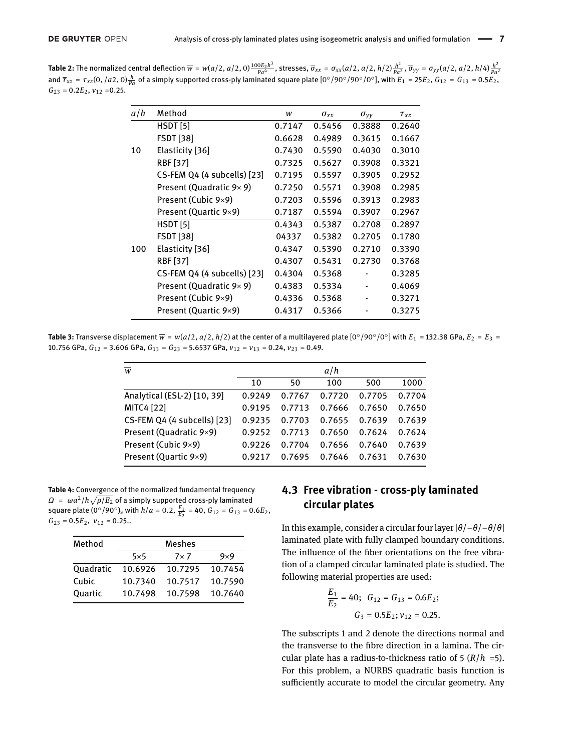**Table 2:** The normalized central deflection $\overline{w} = w(a/2, a/2, 0)\frac{100E_2h^3}{Pa^4}$, stresses, $\overline{\sigma}_{xx} = \sigma_{xx}(a/2, a/2, h/2)\frac{h^2}{Pa^2}$, $\overline{\sigma}_{yy} = \sigma_{yy}(a/2, a/2, h/4)\frac{h^2}{Pa^2}$ and $\overline{\tau}_{xz} = \tau_{xz}(0, /a2, 0)\frac{h}{Pa}$ of a simply supported cross-ply laminated square plate [0°/90°/90°/0°], with $E_1 = 25E_2$, $G_{12} = G_{13} = 0.5E_2$, $G_{23} = 0.2E_2$, $\nu_{12} = 0.25$.

| $a/h$ | Method | $w$ | $\sigma_{xx}$ | $\sigma_{yy}$ | $\tau_{xz}$ |
|---|---|---|---|---|---|
| 10 | HSDT [5] | 0.7147 | 0.5456 | 0.3888 | 0.2640 |
| | FSDT [38] | 0.6628 | 0.4989 | 0.3615 | 0.1667 |
| | Elasticity [36] | 0.7430 | 0.5590 | 0.4030 | 0.3010 |
| | RBF [37] | 0.7325 | 0.5627 | 0.3908 | 0.3321 |
| | CS-FEM Q4 (4 subcells) [23] | 0.7195 | 0.5597 | 0.3905 | 0.2952 |
| | Present (Quadratic 9× 9) | 0.7250 | 0.5571 | 0.3908 | 0.2985 |
| | Present (Cubic 9×9) | 0.7203 | 0.5596 | 0.3913 | 0.2983 |
| | Present (Quartic 9×9) | 0.7187 | 0.5594 | 0.3907 | 0.2967 |
| 100 | HSDT [5] | 0.4343 | 0.5387 | 0.2708 | 0.2897 |
| | FSDT [38] | 04337 | 0.5382 | 0.2705 | 0.1780 |
| | Elasticity [36] | 0.4347 | 0.5390 | 0.2710 | 0.3390 |
| | RBF [37] | 0.4307 | 0.5431 | 0.2730 | 0.3768 |
| | CS-FEM Q4 (4 subcells) [23] | 0.4304 | 0.5368 | - | 0.3285 |
| | Present (Quadratic 9× 9) | 0.4383 | 0.5334 | - | 0.4069 |
| | Present (Cubic 9×9) | 0.4336 | 0.5368 | - | 0.3271 |
| | Present (Quartic 9×9) | 0.4317 | 0.5366 | - | 0.3275 |

**Table 3:** Transverse displacement $\overline{w} = w(a/2, a/2, h/2)$ at the center of a multilayered plate [0°/90°/0°] with $E_1$ = 132.38 GPa, $E_2 = E_3$ = 10.756 GPa, $G_{12}$ = 3.606 GPa, $G_{13} = G_{23}$ = 5.6537 GPa, $\nu_{12} = \nu_{13}$ = 0.24, $\nu_{23}$ = 0.49.

| $\overline{w}$ | $a/h$ | | | | |
|---|---|---|---|---|---|
| | 10 | 50 | 100 | 500 | 1000 |
| Analytical (ESL-2) [10, 39] | 0.9249 | 0.7767 | 0.7720 | 0.7705 | 0.7704 |
| MITC4 [22] | 0.9195 | 0.7713 | 0.7666 | 0.7650 | 0.7650 |
| CS-FEM Q4 (4 subcells) [23] | 0.9235 | 0.7703 | 0.7655 | 0.7639 | 0.7639 |
| Present (Quadratic 9×9) | 0.9252 | 0.7713 | 0.7650 | 0.7624 | 0.7624 |
| Present (Cubic 9×9) | 0.9226 | 0.7704 | 0.7656 | 0.7640 | 0.7639 |
| Present (Quartic 9×9) | 0.9217 | 0.7695 | 0.7646 | 0.7631 | 0.7630 |

**Table 4:** Convergence of the normalized fundamental frequency $\Omega = \omega a^2/h\sqrt{\rho/E_2}$ of a simply supported cross-ply laminated square plate $(0°/90°)_s$ with $h/a = 0.2$, $\frac{E_1}{E_2} = 40$, $G_{12} = G_{13} = 0.6E_2$, $G_{23} = 0.5E_2$, $\nu_{12} = 0.25$..

| Method | Meshes | | |
|---|---|---|---|
| | 5×5 | 7× 7 | 9×9 |
| Quadratic | 10.6926 | 10.7295 | 10.7454 |
| Cubic | 10.7340 | 10.7517 | 10.7590 |
| Quartic | 10.7498 | 10.7598 | 10.7640 |

## 4.3 Free vibration - cross-ply laminated circular plates

In this example, consider a circular four layer $[\theta/-\theta/-\theta/\theta]$ laminated plate with fully clamped boundary conditions. The influence of the fiber orientations on the free vibration of a clamped circular laminated plate is studied. The following material properties are used:

$$\frac{E_1}{E_2} = 40; \quad G_{12} = G_{13} = 0.6E_2;$$
$$G_3 = 0.5E_2; \nu_{12} = 0.25.$$

The subscripts 1 and 2 denote the directions normal and the transverse to the fibre direction in a lamina. The circular plate has a radius-to-thickness ratio of 5 ($R/h$ =5). For this problem, a NURBS quadratic basis function is sufficiently accurate to model the circular geometry. Any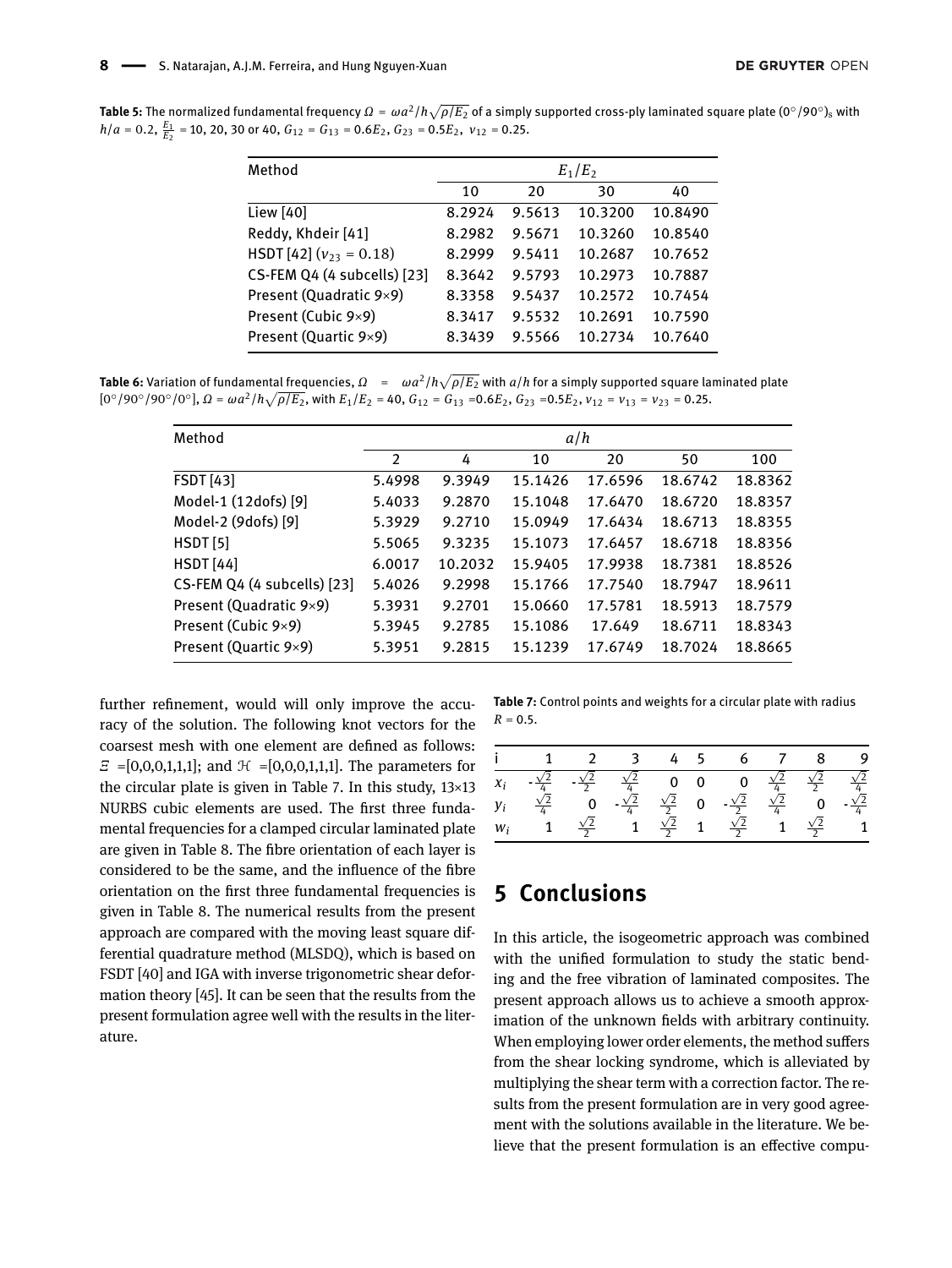**Table 5:** The normalized fundamental frequency $\Omega = \omega a^2/h\sqrt{\rho/E_2}$ of a simply supported cross-ply laminated square plate $(0^\circ/90^\circ)_s$ with $h/a = 0.2$, $\frac{E_1}{E_2} = 10$, 20, 30 or 40, $G_{12} = G_{13} = 0.6E_2$, $G_{23} = 0.5E_2$, $\nu_{12} = 0.25$.

| Method | $E_1/E_2$ | | | |
|---|---|---|---|---|
| | 10 | 20 | 30 | 40 |
| Liew [40] | 8.2924 | 9.5613 | 10.3200 | 10.8490 |
| Reddy, Khdeir [41] | 8.2982 | 9.5671 | 10.3260 | 10.8540 |
| HSDT [42] ($\nu_{23} = 0.18$) | 8.2999 | 9.5411 | 10.2687 | 10.7652 |
| CS-FEM Q4 (4 subcells) [23] | 8.3642 | 9.5793 | 10.2973 | 10.7887 |
| Present (Quadratic 9×9) | 8.3358 | 9.5437 | 10.2572 | 10.7454 |
| Present (Cubic 9×9) | 8.3417 | 9.5532 | 10.2691 | 10.7590 |
| Present (Quartic 9×9) | 8.3439 | 9.5566 | 10.2734 | 10.7640 |

**Table 6:** Variation of fundamental frequencies, $\Omega = \omega a^2/h\sqrt{\rho/E_2}$ with $a/h$ for a simply supported square laminated plate $[0^\circ/90^\circ/90^\circ/0^\circ]$, $\Omega = \omega a^2/h\sqrt{\rho/E_2}$, with $E_1/E_2 = 40$, $G_{12} = G_{13} = 0.6E_2$, $G_{23} = 0.5E_2$, $\nu_{12} = \nu_{13} = \nu_{23} = 0.25$.

| Method | $a/h$ | | | | | |
|---|---|---|---|---|---|---|
| | 2 | 4 | 10 | 20 | 50 | 100 |
| FSDT [43] | 5.4998 | 9.3949 | 15.1426 | 17.6596 | 18.6742 | 18.8362 |
| Model-1 (12dofs) [9] | 5.4033 | 9.2870 | 15.1048 | 17.6470 | 18.6720 | 18.8357 |
| Model-2 (9dofs) [9] | 5.3929 | 9.2710 | 15.0949 | 17.6434 | 18.6713 | 18.8355 |
| HSDT [5] | 5.5065 | 9.3235 | 15.1073 | 17.6457 | 18.6718 | 18.8356 |
| HSDT [44] | 6.0017 | 10.2032 | 15.9405 | 17.9938 | 18.7381 | 18.8526 |
| CS-FEM Q4 (4 subcells) [23] | 5.4026 | 9.2998 | 15.1766 | 17.7540 | 18.7947 | 18.9611 |
| Present (Quadratic 9×9) | 5.3931 | 9.2701 | 15.0660 | 17.5781 | 18.5913 | 18.7579 |
| Present (Cubic 9×9) | 5.3945 | 9.2785 | 15.1086 | 17.649 | 18.6711 | 18.8343 |
| Present (Quartic 9×9) | 5.3951 | 9.2815 | 15.1239 | 17.6749 | 18.7024 | 18.8665 |

further refinement, would will only improve the accuracy of the solution. The following knot vectors for the coarsest mesh with one element are defined as follows: $\Xi$ =[0,0,0,1,1,1]; and $\mathcal{H}$ =[0,0,0,1,1,1]. The parameters for the circular plate is given in Table 7. In this study, 13×13 NURBS cubic elements are used. The first three fundamental frequencies for a clamped circular laminated plate are given in Table 8. The fibre orientation of each layer is considered to be the same, and the influence of the fibre orientation on the first three fundamental frequencies is given in Table 8. The numerical results from the present approach are compared with the moving least square differential quadrature method (MLSDQ), which is based on FSDT [40] and IGA with inverse trigonometric shear deformation theory [45]. It can be seen that the results from the present formulation agree well with the results in the literature.

**Table 7:** Control points and weights for a circular plate with radius $R = 0.5$.

| i | 1 | 2 | 3 | 4 | 5 | 6 | 7 | 8 | 9 |
|---|---|---|---|---|---|---|---|---|---|
| $x_i$ | $-\frac{\sqrt{2}}{4}$ | $-\frac{\sqrt{2}}{2}$ | $\frac{\sqrt{2}}{4}$ | 0 | 0 | 0 | $\frac{\sqrt{2}}{4}$ | $\frac{\sqrt{2}}{2}$ | $\frac{\sqrt{2}}{4}$ |
| $y_i$ | $\frac{\sqrt{2}}{4}$ | 0 | $-\frac{\sqrt{2}}{4}$ | $\frac{\sqrt{2}}{2}$ | 0 | $-\frac{\sqrt{2}}{2}$ | $\frac{\sqrt{2}}{4}$ | 0 | $-\frac{\sqrt{2}}{4}$ |
| $w_i$ | 1 | $\frac{\sqrt{2}}{2}$ | 1 | $\frac{\sqrt{2}}{2}$ | 1 | $\frac{\sqrt{2}}{2}$ | 1 | $\frac{\sqrt{2}}{2}$ | 1 |

## 5 Conclusions

In this article, the isogeometric approach was combined with the unified formulation to study the static bending and the free vibration of laminated composites. The present approach allows us to achieve a smooth approximation of the unknown fields with arbitrary continuity. When employing lower order elements, the method suffers from the shear locking syndrome, which is alleviated by multiplying the shear term with a correction factor. The results from the present formulation are in very good agreement with the solutions available in the literature. We believe that the present formulation is an effective compu-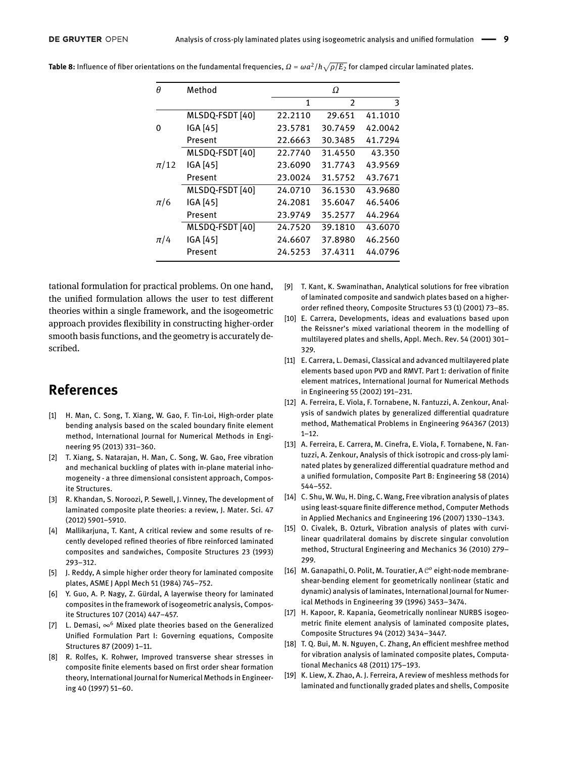**Table 8:** Influence of fiber orientations on the fundamental frequencies, $\Omega = \omega a^2/h\sqrt{\rho/E_2}$ for clamped circular laminated plates.

| $\theta$ | Method | $\Omega$ | | |
|---|---|---|---|---|
| | | 1 | 2 | 3 |
| 0 | MLSDQ-FSDT [40] | 22.2110 | 29.651 | 41.1010 |
| | IGA [45] | 23.5781 | 30.7459 | 42.0042 |
| | Present | 22.6663 | 30.3485 | 41.7294 |
| $\pi/12$ | MLSDQ-FSDT [40] | 22.7740 | 31.4550 | 43.350 |
| | IGA [45] | 23.6090 | 31.7743 | 43.9569 |
| | Present | 23.0024 | 31.5752 | 43.7671 |
| $\pi/6$ | MLSDQ-FSDT [40] | 24.0710 | 36.1530 | 43.9680 |
| | IGA [45] | 24.2081 | 35.6047 | 46.5406 |
| | Present | 23.9749 | 35.2577 | 44.2964 |
| $\pi/4$ | MLSDQ-FSDT [40] | 24.7520 | 39.1810 | 43.6070 |
| | IGA [45] | 24.6607 | 37.8980 | 46.2560 |
| | Present | 24.5253 | 37.4311 | 44.0796 |

tational formulation for practical problems. On one hand, the unified formulation allows the user to test different theories within a single framework, and the isogeometric approach provides flexibility in constructing higher-order smooth basis functions, and the geometry is accurately described.

## References

[1] H. Man, C. Song, T. Xiang, W. Gao, F. Tin-Loi, High-order plate bending analysis based on the scaled boundary finite element method, International Journal for Numerical Methods in Engineering 95 (2013) 331–360.

[2] T. Xiang, S. Natarajan, H. Man, C. Song, W. Gao, Free vibration and mechanical buckling of plates with in-plane material inhomogeneity - a three dimensional consistent approach, Composite Structures.

[3] R. Khandan, S. Noroozi, P. Sewell, J. Vinney, The development of laminated composite plate theories: a review, J. Mater. Sci. 47 (2012) 5901–5910.

[4] Mallikarjuna, T. Kant, A critical review and some results of recently developed refined theories of fibre reinforced laminated composites and sandwiches, Composite Structures 23 (1993) 293–312.

[5] J. Reddy, A simple higher order theory for laminated composite plates, ASME J Appl Mech 51 (1984) 745–752.

[6] Y. Guo, A. P. Nagy, Z. Gürdal, A layerwise theory for laminated composites in the framework of isogeometric analysis, Composite Structures 107 (2014) 447–457.

[7] L. Demasi, $\infty^6$ Mixed plate theories based on the Generalized Unified Formulation Part I: Governing equations, Composite Structures 87 (2009) 1–11.

[8] R. Rolfes, K. Rohwer, Improved transverse shear stresses in composite finite elements based on first order shear formation theory, International Journal for Numerical Methods in Engineering 40 (1997) 51–60.

[9] T. Kant, K. Swaminathan, Analytical solutions for free vibration of laminated composite and sandwich plates based on a higher-order refined theory, Composite Structures 53 (1) (2001) 73–85.

[10] E. Carrera, Developments, ideas and evaluations based upon the Reissner's mixed variational theorem in the modelling of multilayered plates and shells, Appl. Mech. Rev. 54 (2001) 301–329.

[11] E. Carrera, L. Demasi, Classical and advanced multilayered plate elements based upon PVD and RMVT. Part 1: derivation of finite element matrices, International Journal for Numerical Methods in Engineering 55 (2002) 191–231.

[12] A. Ferreira, E. Viola, F. Tornabene, N. Fantuzzi, A. Zenkour, Analysis of sandwich plates by generalized differential quadrature method, Mathematical Problems in Engineering 964367 (2013) 1–12.

[13] A. Ferreira, E. Carrera, M. Cinefra, E. Viola, F. Tornabene, N. Fantuzzi, A. Zenkour, Analysis of thick isotropic and cross-ply laminated plates by generalized differential quadrature method and a unified formulation, Composite Part B: Engineering 58 (2014) 544–552.

[14] C. Shu, W. Wu, H. Ding, C. Wang, Free vibration analysis of plates using least-square finite difference method, Computer Methods in Applied Mechanics and Engineering 196 (2007) 1330–1343.

[15] O. Civalek, B. Ozturk, Vibration analysis of plates with curvilinear quadrilateral domains by discrete singular convolution method, Structural Engineering and Mechanics 36 (2010) 279–299.

[16] M. Ganapathi, O. Polit, M. Touratier, A $C^o$ eight-node membrane-shear-bending element for geometrically nonlinear (static and dynamic) analysis of laminates, International Journal for Numerical Methods in Engineering 39 (1996) 3453–3474.

[17] H. Kapoor, R. Kapania, Geometrically nonlinear NURBS isogeometric finite element analysis of laminated composite plates, Composite Structures 94 (2012) 3434–3447.

[18] T. Q. Bui, M. N. Nguyen, C. Zhang, An efficient meshfree method for vibration analysis of laminated composite plates, Computational Mechanics 48 (2011) 175–193.

[19] K. Liew, X. Zhao, A. J. Ferreira, A review of meshless methods for laminated and functionally graded plates and shells, Composite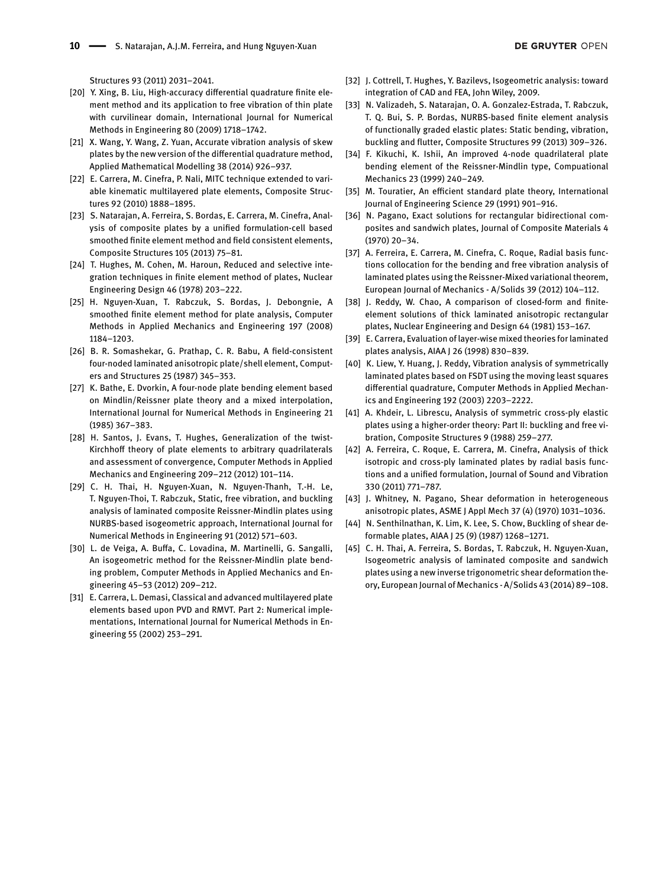Structures 93 (2011) 2031–2041.

[20] Y. Xing, B. Liu, High-accuracy differential quadrature finite element method and its application to free vibration of thin plate with curvilinear domain, International Journal for Numerical Methods in Engineering 80 (2009) 1718–1742.

[21] X. Wang, Y. Wang, Z. Yuan, Accurate vibration analysis of skew plates by the new version of the differential quadrature method, Applied Mathematical Modelling 38 (2014) 926–937.

[22] E. Carrera, M. Cinefra, P. Nali, MITC technique extended to variable kinematic multilayered plate elements, Composite Structures 92 (2010) 1888–1895.

[23] S. Natarajan, A. Ferreira, S. Bordas, E. Carrera, M. Cinefra, Analysis of composite plates by a unified formulation-cell based smoothed finite element method and field consistent elements, Composite Structures 105 (2013) 75–81.

[24] T. Hughes, M. Cohen, M. Haroun, Reduced and selective integration techniques in finite element method of plates, Nuclear Engineering Design 46 (1978) 203–222.

[25] H. Nguyen-Xuan, T. Rabczuk, S. Bordas, J. Debongnie, A smoothed finite element method for plate analysis, Computer Methods in Applied Mechanics and Engineering 197 (2008) 1184–1203.

[26] B. R. Somashekar, G. Prathap, C. R. Babu, A field-consistent four-noded laminated anisotropic plate/shell element, Computers and Structures 25 (1987) 345–353.

[27] K. Bathe, E. Dvorkin, A four-node plate bending element based on Mindlin/Reissner plate theory and a mixed interpolation, International Journal for Numerical Methods in Engineering 21 (1985) 367–383.

[28] H. Santos, J. Evans, T. Hughes, Generalization of the twist-Kirchhoff theory of plate elements to arbitrary quadrilaterals and assessment of convergence, Computer Methods in Applied Mechanics and Engineering 209–212 (2012) 101–114.

[29] C. H. Thai, H. Nguyen-Xuan, N. Nguyen-Thanh, T.-H. Le, T. Nguyen-Thoi, T. Rabczuk, Static, free vibration, and buckling analysis of laminated composite Reissner-Mindlin plates using NURBS-based isogeometric approach, International Journal for Numerical Methods in Engineering 91 (2012) 571–603.

[30] L. de Veiga, A. Buffa, C. Lovadina, M. Martinelli, G. Sangalli, An isogeometric method for the Reissner-Mindlin plate bending problem, Computer Methods in Applied Mechanics and Engineering 45–53 (2012) 209–212.

[31] E. Carrera, L. Demasi, Classical and advanced multilayered plate elements based upon PVD and RMVT. Part 2: Numerical implementations, International Journal for Numerical Methods in Engineering 55 (2002) 253–291.

[32] J. Cottrell, T. Hughes, Y. Bazilevs, Isogeometric analysis: toward integration of CAD and FEA, John Wiley, 2009.

[33] N. Valizadeh, S. Natarajan, O. A. Gonzalez-Estrada, T. Rabczuk, T. Q. Bui, S. P. Bordas, NURBS-based finite element analysis of functionally graded elastic plates: Static bending, vibration, buckling and flutter, Composite Structures 99 (2013) 309–326.

[34] F. Kikuchi, K. Ishii, An improved 4-node quadrilateral plate bending element of the Reissner-Mindlin type, Compuational Mechanics 23 (1999) 240–249.

[35] M. Touratier, An efficient standard plate theory, International Journal of Engineering Science 29 (1991) 901–916.

[36] N. Pagano, Exact solutions for rectangular bidirectional composites and sandwich plates, Journal of Composite Materials 4 (1970) 20–34.

[37] A. Ferreira, E. Carrera, M. Cinefra, C. Roque, Radial basis functions collocation for the bending and free vibration analysis of laminated plates using the Reissner-Mixed variational theorem, European Journal of Mechanics - A/Solids 39 (2012) 104–112.

[38] J. Reddy, W. Chao, A comparison of closed-form and finite-element solutions of thick laminated anisotropic rectangular plates, Nuclear Engineering and Design 64 (1981) 153–167.

[39] E. Carrera, Evaluation of layer-wise mixed theories for laminated plates analysis, AIAA J 26 (1998) 830–839.

[40] K. Liew, Y. Huang, J. Reddy, Vibration analysis of symmetrically laminated plates based on FSDT using the moving least squares differential quadrature, Computer Methods in Applied Mechanics and Engineering 192 (2003) 2203–2222.

[41] A. Khdeir, L. Librescu, Analysis of symmetric cross-ply elastic plates using a higher-order theory: Part II: buckling and free vibration, Composite Structures 9 (1988) 259–277.

[42] A. Ferreira, C. Roque, E. Carrera, M. Cinefra, Analysis of thick isotropic and cross-ply laminated plates by radial basis functions and a unified formulation, Journal of Sound and Vibration 330 (2011) 771–787.

[43] J. Whitney, N. Pagano, Shear deformation in heterogeneous anisotropic plates, ASME J Appl Mech 37 (4) (1970) 1031–1036.

[44] N. Senthilnathan, K. Lim, K. Lee, S. Chow, Buckling of shear deformable plates, AIAA J 25 (9) (1987) 1268–1271.

[45] C. H. Thai, A. Ferreira, S. Bordas, T. Rabczuk, H. Nguyen-Xuan, Isogeometric analysis of laminated composite and sandwich plates using a new inverse trigonometric shear deformation theory, European Journal of Mechanics - A/Solids 43 (2014) 89–108.